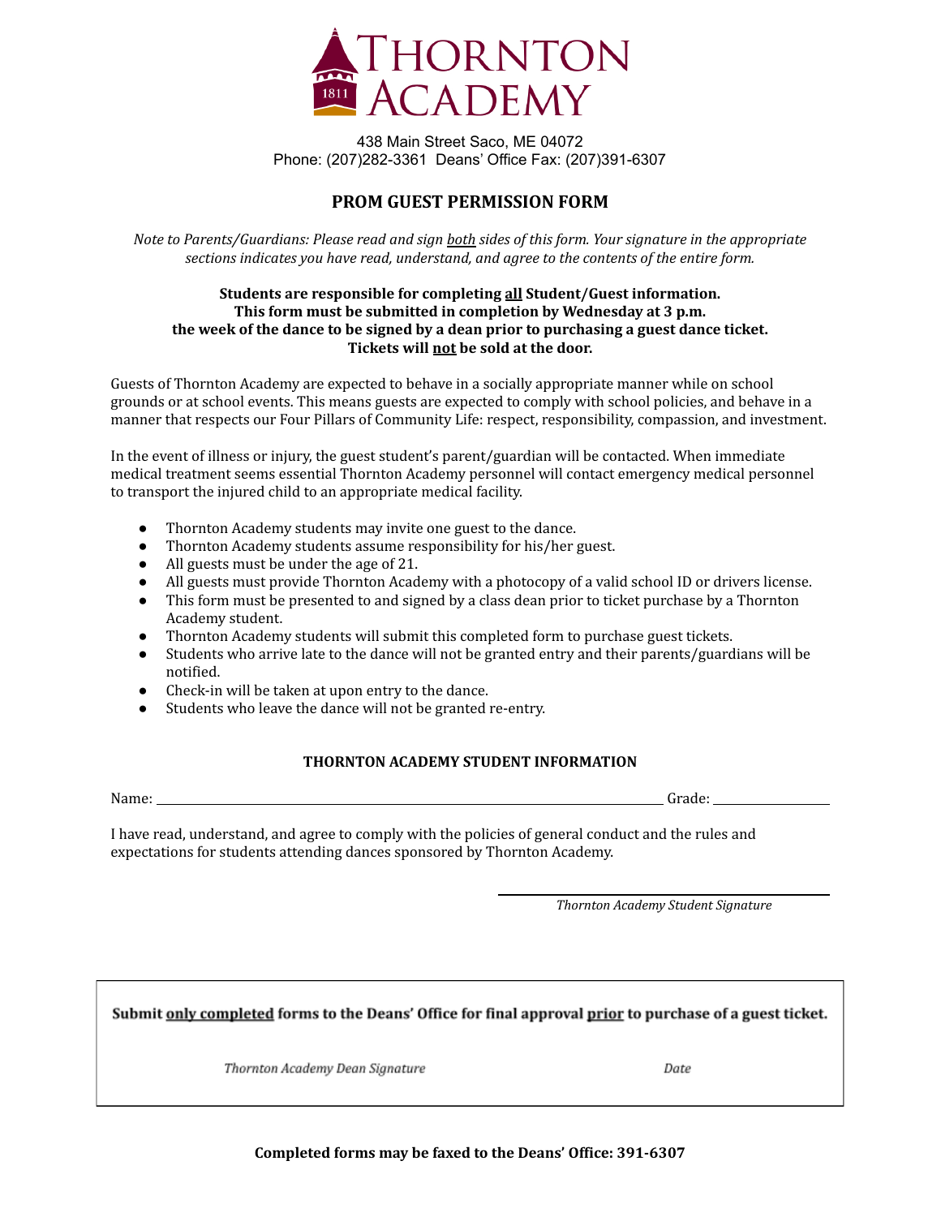# Thornton Academy

438 Main Street Saco, ME 04072
Phone: (207)282-3361 Deans' Office Fax: (207)391-6307

## PROM GUEST PERMISSION FORM

*Note to Parents/Guardians: Please read and sign both sides of this form. Your signature in the appropriate sections indicates you have read, understand, and agree to the contents of the entire form.*

**Students are responsible for completing all Student/Guest information.**
**This form must be submitted in completion by Wednesday at 3 p.m.**
**the week of the dance to be signed by a dean prior to purchasing a guest dance ticket.**
**Tickets will not be sold at the door.**

Guests of Thornton Academy are expected to behave in a socially appropriate manner while on school grounds or at school events. This means guests are expected to comply with school policies, and behave in a manner that respects our Four Pillars of Community Life: respect, responsibility, compassion, and investment.

In the event of illness or injury, the guest student's parent/guardian will be contacted. When immediate medical treatment seems essential Thornton Academy personnel will contact emergency medical personnel to transport the injured child to an appropriate medical facility.

- Thornton Academy students may invite one guest to the dance.
- Thornton Academy students assume responsibility for his/her guest.
- All guests must be under the age of 21.
- All guests must provide Thornton Academy with a photocopy of a valid school ID or drivers license.
- This form must be presented to and signed by a class dean prior to ticket purchase by a Thornton Academy student.
- Thornton Academy students will submit this completed form to purchase guest tickets.
- Students who arrive late to the dance will not be granted entry and their parents/guardians will be notified.
- Check-in will be taken at upon entry to the dance.
- Students who leave the dance will not be granted re-entry.

### THORNTON ACADEMY STUDENT INFORMATION

Name: ______________________________ Grade: ____________

I have read, understand, and agree to comply with the policies of general conduct and the rules and expectations for students attending dances sponsored by Thornton Academy.

______________________________
*Thornton Academy Student Signature*

**Submit only completed forms to the Deans' Office for final approval prior to purchase of a guest ticket.**

*Thornton Academy Dean Signature* *Date*

**Completed forms may be faxed to the Deans' Office: 391-6307**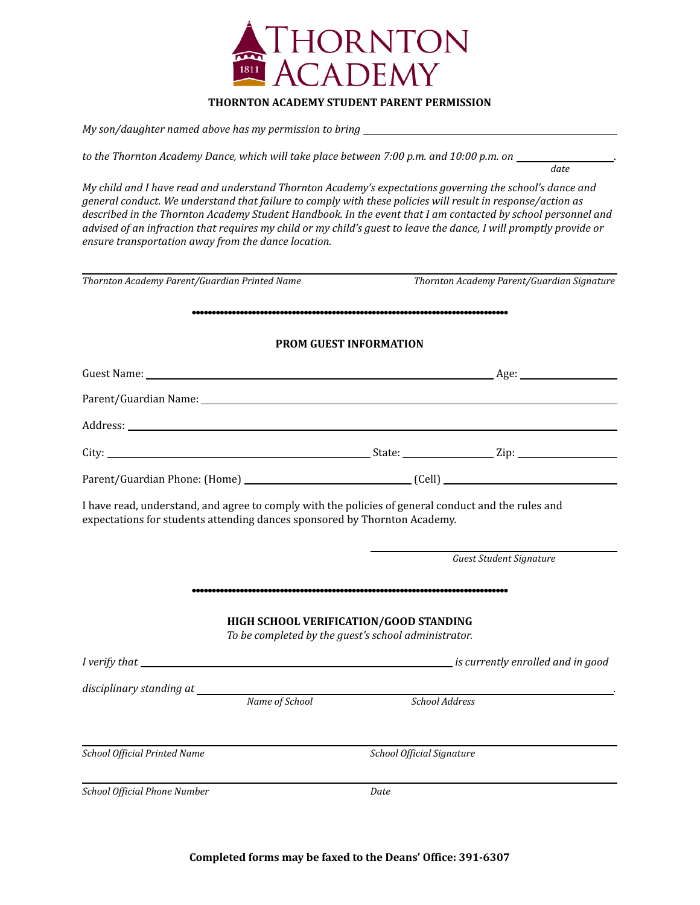Thornton Academy

**THORNTON ACADEMY STUDENT PARENT PERMISSION**

*My son/daughter named above has my permission to bring* \_\_\_\_\_\_\_\_\_\_\_\_\_\_\_\_\_\_\_\_\_\_\_\_\_\_\_\_\_\_\_\_

*to the Thornton Academy Dance, which will take place between 7:00 p.m. and 10:00 p.m. on* \_\_\_\_\_\_\_\_\_\_\_\_.
*date*

*My child and I have read and understand Thornton Academy's expectations governing the school's dance and general conduct. We understand that failure to comply with these policies will result in response/action as described in the Thornton Academy Student Handbook. In the event that I am contacted by school personnel and advised of an infraction that requires my child or my child's guest to leave the dance, I will promptly provide or ensure transportation away from the dance location.*

\_\_\_\_\_\_\_\_\_\_\_\_\_\_\_\_\_\_\_\_\_\_\_\_\_\_\_\_\_\_\_\_ \_\_\_\_\_\_\_\_\_\_\_\_\_\_\_\_\_\_\_\_\_\_\_\_\_\_\_\_\_\_\_\_
*Thornton Academy Parent/Guardian Printed Name* *Thornton Academy Parent/Guardian Signature*

••••••••••••••••••••••••••••••••••••••••••••••••••••••••••••••••••••••••••••••••

**PROM GUEST INFORMATION**

Guest Name: \_\_\_\_\_\_\_\_\_\_\_\_\_\_\_\_\_\_\_\_\_\_\_\_\_\_\_\_\_\_\_\_ Age: \_\_\_\_\_\_\_\_\_\_

Parent/Guardian Name: \_\_\_\_\_\_\_\_\_\_\_\_\_\_\_\_\_\_\_\_\_\_\_\_\_\_\_\_\_\_\_\_

Address: \_\_\_\_\_\_\_\_\_\_\_\_\_\_\_\_\_\_\_\_\_\_\_\_\_\_\_\_\_\_\_\_

City: \_\_\_\_\_\_\_\_\_\_\_\_\_\_\_\_\_\_\_\_ State: \_\_\_\_\_\_\_\_\_\_ Zip: \_\_\_\_\_\_\_\_\_\_

Parent/Guardian Phone: (Home) \_\_\_\_\_\_\_\_\_\_\_\_\_\_\_\_\_\_\_\_ (Cell) \_\_\_\_\_\_\_\_\_\_\_\_\_\_\_\_\_\_\_\_

I have read, understand, and agree to comply with the policies of general conduct and the rules and expectations for students attending dances sponsored by Thornton Academy.

\_\_\_\_\_\_\_\_\_\_\_\_\_\_\_\_\_\_\_\_\_\_\_\_\_\_\_\_\_\_\_\_
*Guest Student Signature*

••••••••••••••••••••••••••••••••••••••••••••••••••••••••••••••••••••••••••••••••

**HIGH SCHOOL VERIFICATION/GOOD STANDING**

*To be completed by the guest's school administrator.*

*I verify that* \_\_\_\_\_\_\_\_\_\_\_\_\_\_\_\_\_\_\_\_\_\_\_\_\_\_\_\_\_\_\_\_ *is currently enrolled and in good*

*disciplinary standing at* \_\_\_\_\_\_\_\_\_\_\_\_\_\_\_\_\_\_\_\_\_\_\_\_\_\_\_\_\_\_\_\_.
*Name of School* *School Address*

\_\_\_\_\_\_\_\_\_\_\_\_\_\_\_\_\_\_\_\_\_\_\_\_\_\_\_\_\_\_\_\_ \_\_\_\_\_\_\_\_\_\_\_\_\_\_\_\_\_\_\_\_\_\_\_\_\_\_\_\_\_\_\_\_
*School Official Printed Name* *School Official Signature*

\_\_\_\_\_\_\_\_\_\_\_\_\_\_\_\_\_\_\_\_\_\_\_\_\_\_\_\_\_\_\_\_ \_\_\_\_\_\_\_\_\_\_\_\_\_\_\_\_\_\_\_\_\_\_\_\_\_\_\_\_\_\_\_\_
*School Official Phone Number* *Date*

**Completed forms may be faxed to the Deans' Office: 391-6307**